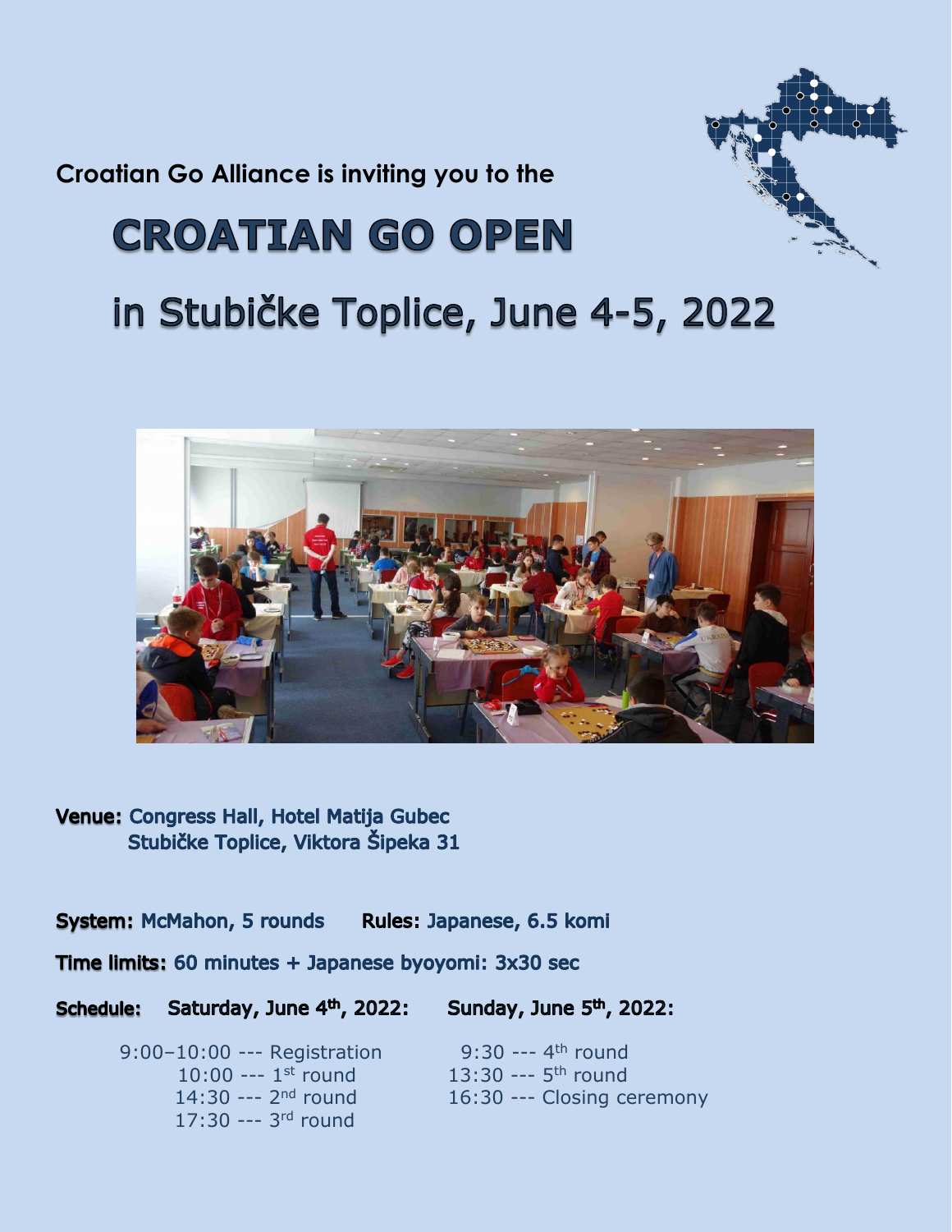Croatian Go Alliance is inviting you to the

# CROATIAN GO OPEN

## in Stubičke Toplice, June 4-5, 2022

**Venue:** Congress Hall, Hotel Matija Gubec
Stubičke Toplice, Viktora Šipeka 31

**System:** McMahon, 5 rounds **Rules:** Japanese, 6.5 komi

**Time limits:** 60 minutes + Japanese byoyomi: 3x30 sec

**Schedule:**

**Saturday, June 4th, 2022:**

- 9:00–10:00 --- Registration
- 10:00 --- 1st round
- 14:30 --- 2nd round
- 17:30 --- 3rd round

**Sunday, June 5th, 2022:**

- 9:30 --- 4th round
- 13:30 --- 5th round
- 16:30 --- Closing ceremony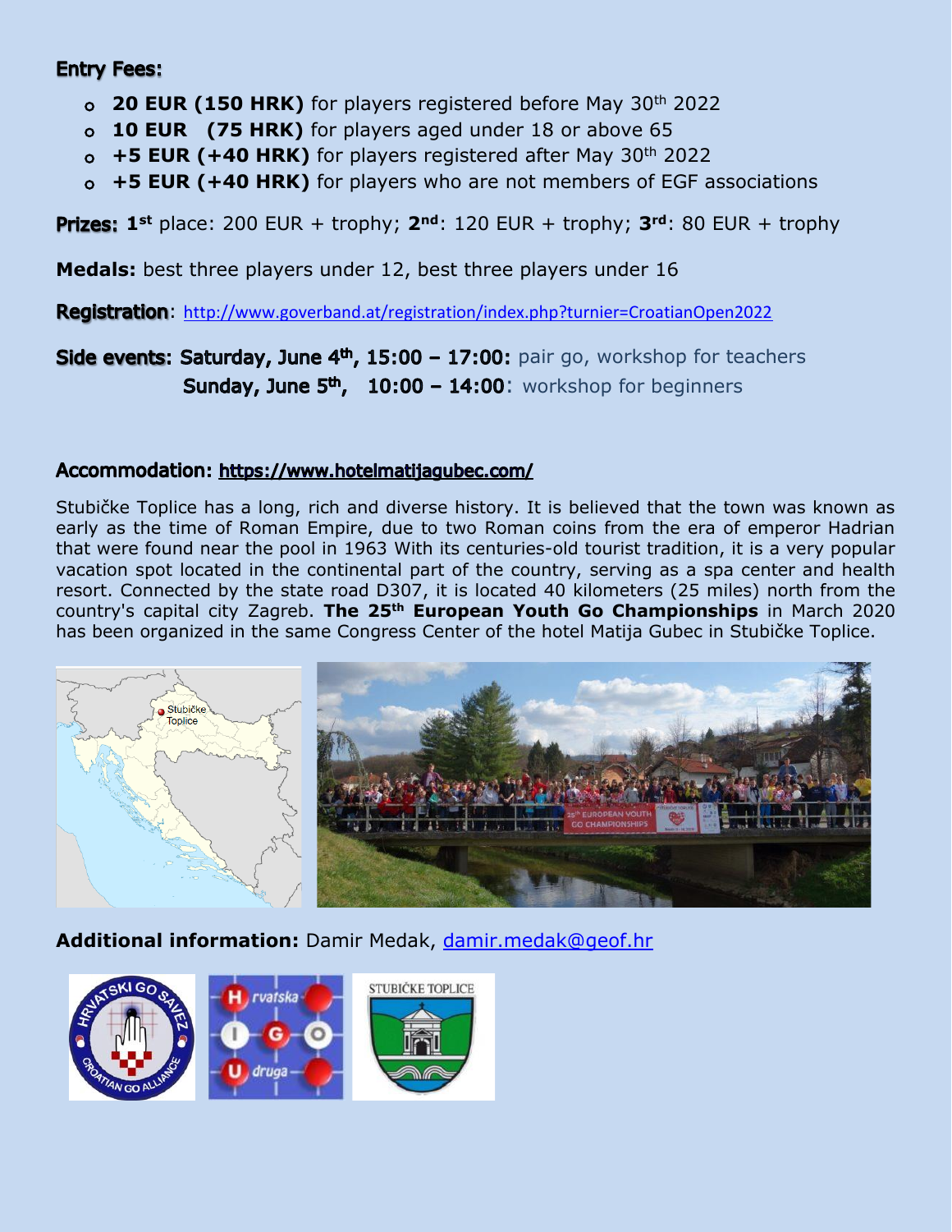**Entry Fees:**

- **20 EUR (150 HRK)** for players registered before May 30th 2022
- **10 EUR (75 HRK)** for players aged under 18 or above 65
- **+5 EUR (+40 HRK)** for players registered after May 30th 2022
- **+5 EUR (+40 HRK)** for players who are not members of EGF associations

**Prizes:** **1st** place: 200 EUR + trophy; **2nd**: 120 EUR + trophy; **3rd**: 80 EUR + trophy

**Medals:** best three players under 12, best three players under 16

**Registration**: http://www.goverband.at/registration/index.php?turnier=CroatianOpen2022

**Side events: Saturday, June 4th, 15:00 – 17:00:** pair go, workshop for teachers
**Sunday, June 5th, 10:00 – 14:00**: workshop for beginners

**Accommodation: https://www.hotelmatijagubec.com/**

Stubičke Toplice has a long, rich and diverse history. It is believed that the town was known as early as the time of Roman Empire, due to two Roman coins from the era of emperor Hadrian that were found near the pool in 1963 With its centuries-old tourist tradition, it is a very popular vacation spot located in the continental part of the country, serving as a spa center and health resort. Connected by the state road D307, it is located 40 kilometers (25 miles) north from the country's capital city Zagreb. **The 25th European Youth Go Championships** in March 2020 has been organized in the same Congress Center of the hotel Matija Gubec in Stubičke Toplice.

**Additional information:** Damir Medak, damir.medak@geof.hr